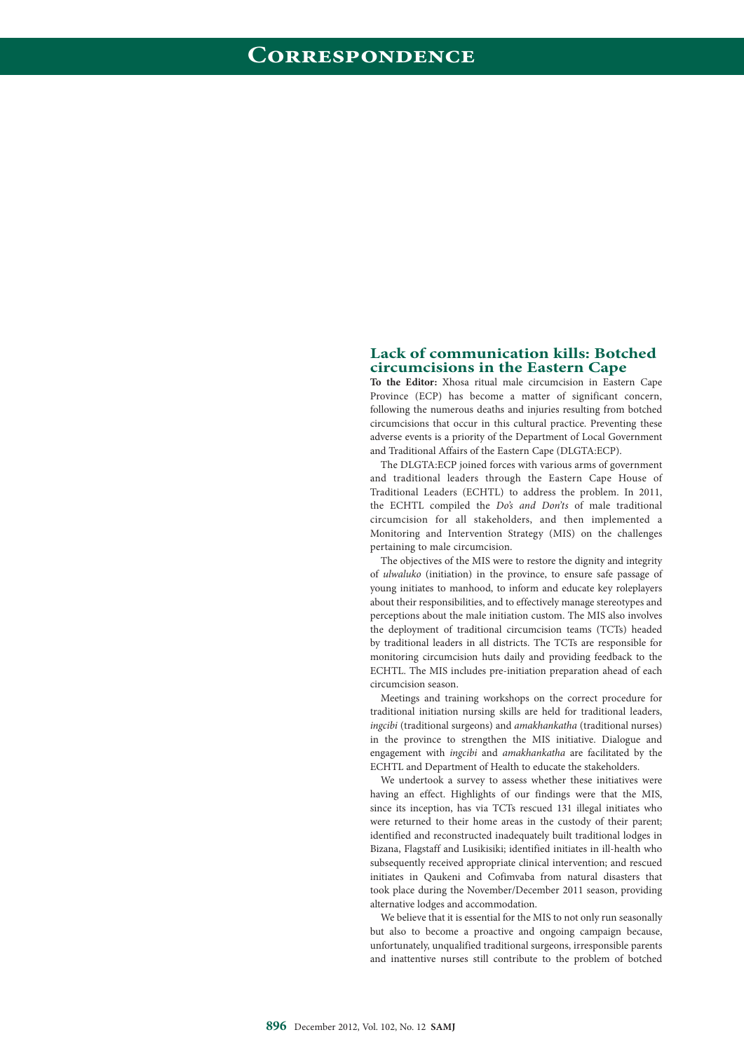# Correspondence

## Lack of communication kills: Botched circumcisions in the Eastern Cape

**To the Editor:** Xhosa ritual male circumcision in Eastern Cape Province (ECP) has become a matter of significant concern, following the numerous deaths and injuries resulting from botched circumcisions that occur in this cultural practice. Preventing these adverse events is a priority of the Department of Local Government and Traditional Affairs of the Eastern Cape (DLGTA:ECP).

The DLGTA:ECP joined forces with various arms of government and traditional leaders through the Eastern Cape House of Traditional Leaders (ECHTL) to address the problem. In 2011, the ECHTL compiled the *Do's and Don'ts* of male traditional circumcision for all stakeholders, and then implemented a Monitoring and Intervention Strategy (MIS) on the challenges pertaining to male circumcision.

The objectives of the MIS were to restore the dignity and integrity of *ulwaluko* (initiation) in the province, to ensure safe passage of young initiates to manhood, to inform and educate key roleplayers about their responsibilities, and to effectively manage stereotypes and perceptions about the male initiation custom. The MIS also involves the deployment of traditional circumcision teams (TCTs) headed by traditional leaders in all districts. The TCTs are responsible for monitoring circumcision huts daily and providing feedback to the ECHTL. The MIS includes pre-initiation preparation ahead of each circumcision season.

Meetings and training workshops on the correct procedure for traditional initiation nursing skills are held for traditional leaders, *ingcibi* (traditional surgeons) and *amakhankatha* (traditional nurses) in the province to strengthen the MIS initiative. Dialogue and engagement with *ingcibi* and *amakhankatha* are facilitated by the ECHTL and Department of Health to educate the stakeholders.

We undertook a survey to assess whether these initiatives were having an effect. Highlights of our findings were that the MIS, since its inception, has via TCTs rescued 131 illegal initiates who were returned to their home areas in the custody of their parent; identified and reconstructed inadequately built traditional lodges in Bizana, Flagstaff and Lusikisiki; identified initiates in ill-health who subsequently received appropriate clinical intervention; and rescued initiates in Qaukeni and Cofimvaba from natural disasters that took place during the November/December 2011 season, providing alternative lodges and accommodation.

We believe that it is essential for the MIS to not only run seasonally but also to become a proactive and ongoing campaign because, unfortunately, unqualified traditional surgeons, irresponsible parents and inattentive nurses still contribute to the problem of botched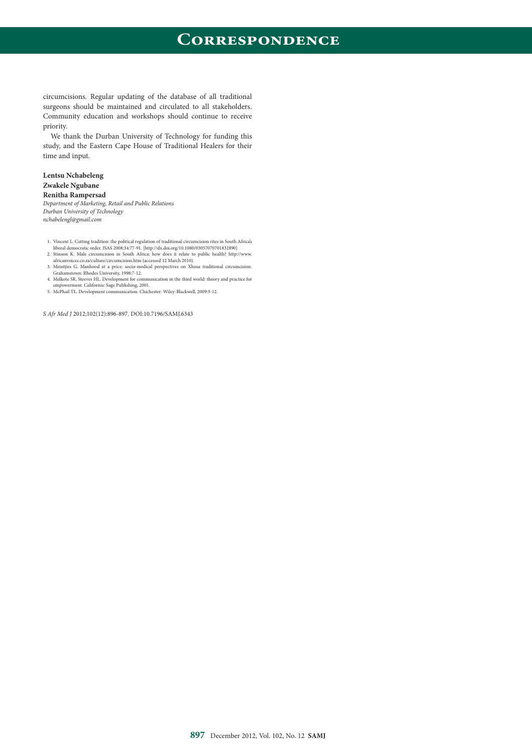circumcisions. Regular updating of the database of all traditional surgeons should be maintained and circulated to all stakeholders. Community education and workshops should continue to receive priority.

We thank the Durban University of Technology for funding this study, and the Eastern Cape House of Traditional Healers for their time and input.

**Lentsu Nchabeleng**
**Zwakele Ngubane**
**Renitha Rampersad**
*Department of Marketing, Retail and Public Relations*
*Durban University of Technology*
*nchabelengl@gmail.com*

1. Vincent L. Cutting tradition: the political regulation of traditional circumcision rites in South Africa's liberal democratic order. JSAS 2008;34:77-91. [http://dx.doi.org/10.1080/03057070701832890]
2. Stinson K. Male circumcision in South Africa: how does it relate to public health? http://www.africanvoices.co.za/culture/circumcision.htm (accessed 12 March 2010).
3. Meintjies G. Manhood at a price: socio-medical perspectives on Xhosa traditional circumcision. Grahamstown: Rhodes University, 1998:7-12.
4. Melkote SR, Steeves HL. Development for communication in the third world: theory and practice for empowerment. California: Sage Publishing, 2001.
5. McPhail TL. Development communication. Chichester: Wiley-Blackwell, 2009:3-12.

*S Afr Med J* 2012;102(12):896-897. DOI:10.7196/SAMJ.6343